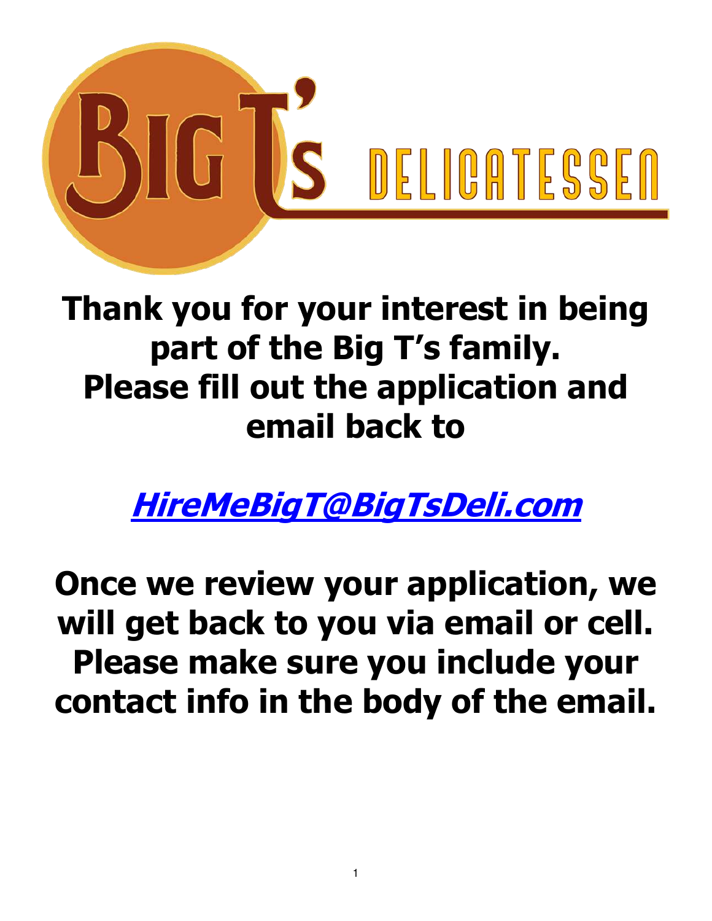# BIG T's DELICATESSEN

**Thank you for your interest in being part of the Big T's family. Please fill out the application and email back to**

**[HireMeBigT@BigTsDeli.com](mailto:HireMeBigT@BigTsDeli.com)**

**Once we review your application, we will get back to you via email or cell. Please make sure you include your contact info in the body of the email.**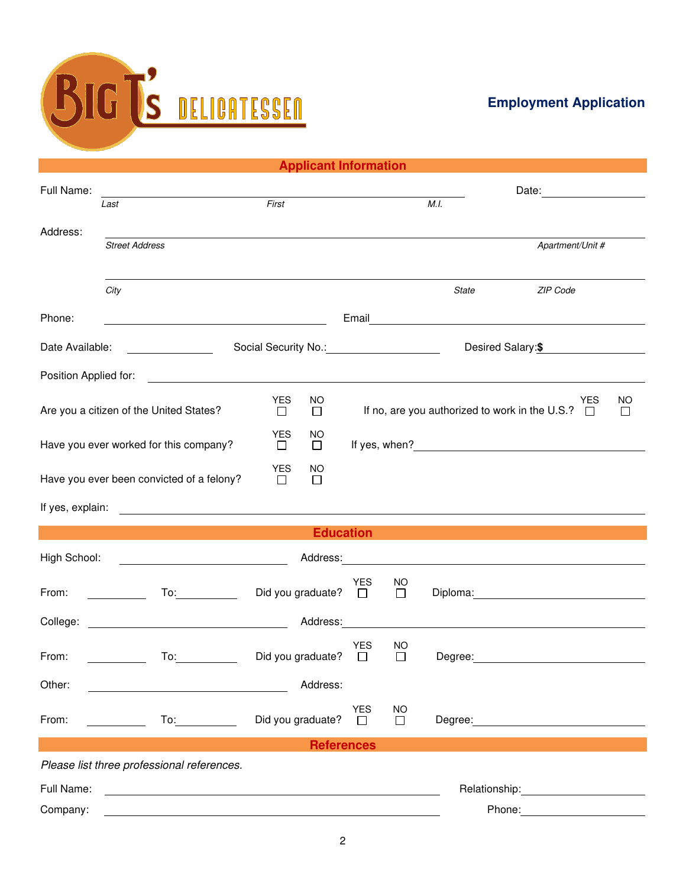BIG T'S DELICATESSEN

## Employment Application

### Applicant Information

Full Name: ____________________________________________ Date: ____________

*Last* *First* *M.I.*

Address: ____________________________________________

*Street Address* *Apartment/Unit #*

____________________________________________

*City* *State* *ZIP Code*

Phone: ______________________ Email ______________________

Date Available: __________ Social Security No.: __________ Desired Salary: **$** __________

Position Applied for: ____________________________________________

Are you a citizen of the United States? YES ☐ NO ☐ If no, are you authorized to work in the U.S.? YES ☐ NO ☐

Have you ever worked for this company? YES ☐ NO ☐ If yes, when? ______________________

Have you ever been convicted of a felony? YES ☐ NO ☐

If yes, explain: ____________________________________________

### Education

High School: ______________________ Address: ______________________

From: __________ To: __________ Did you graduate? YES ☐ NO ☐ Diploma: ______________________

College: ______________________ Address: ______________________

From: __________ To: __________ Did you graduate? YES ☐ NO ☐ Degree: ______________________

Other: ______________________ Address:

From: __________ To: __________ Did you graduate? YES ☐ NO ☐ Degree: ______________________

### References

*Please list three professional references.*

Full Name: ______________________ Relationship: ______________________

Company: ______________________ Phone: ______________________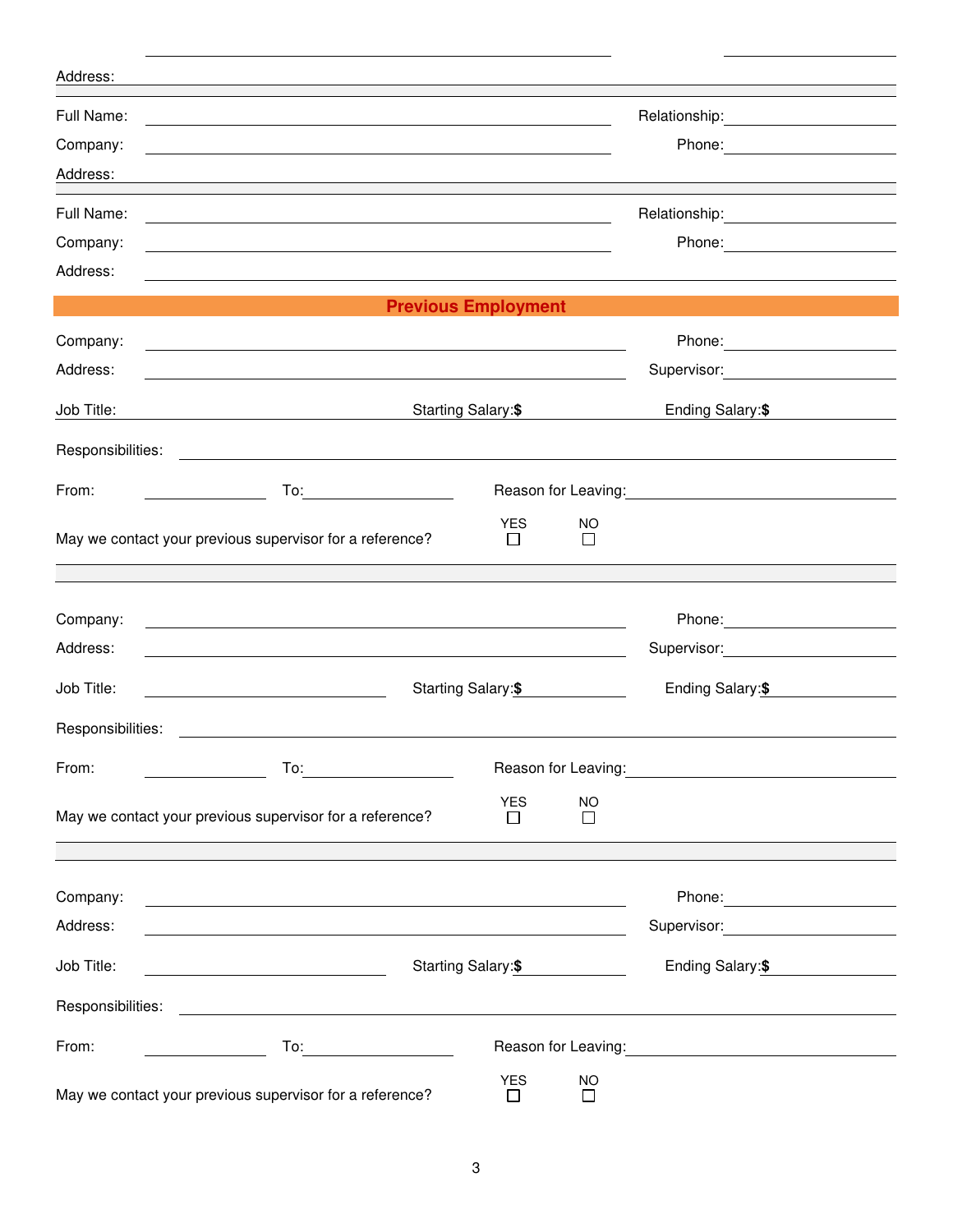Address: ______________________________________________

Full Name: ______________________________ Relationship: ______________

Company: ______________________________ Phone: ______________

Address: ______________________________________________

Full Name: ______________________________ Relationship: ______________

Company: ______________________________ Phone: ______________

Address: ______________________________________________

## Previous Employment

Company: ______________________________ Phone: ______________

Address: ______________________________ Supervisor: ______________

Job Title: ______________ Starting Salary: **$** ______________ Ending Salary: **$** ______________

Responsibilities: ______________________________________________

From: ______________ To: ______________ Reason for Leaving: ______________

May we contact your previous supervisor for a reference? YES ☐ NO ☐

---

Company: ______________________________ Phone: ______________

Address: ______________________________ Supervisor: ______________

Job Title: ______________ Starting Salary: **$** ______________ Ending Salary: **$** ______________

Responsibilities: ______________________________________________

From: ______________ To: ______________ Reason for Leaving: ______________

May we contact your previous supervisor for a reference? YES ☐ NO ☐

---

Company: ______________________________ Phone: ______________

Address: ______________________________ Supervisor: ______________

Job Title: ______________ Starting Salary: **$** ______________ Ending Salary: **$** ______________

Responsibilities: ______________________________________________

From: ______________ To: ______________ Reason for Leaving: ______________

May we contact your previous supervisor for a reference? YES ☐ NO ☐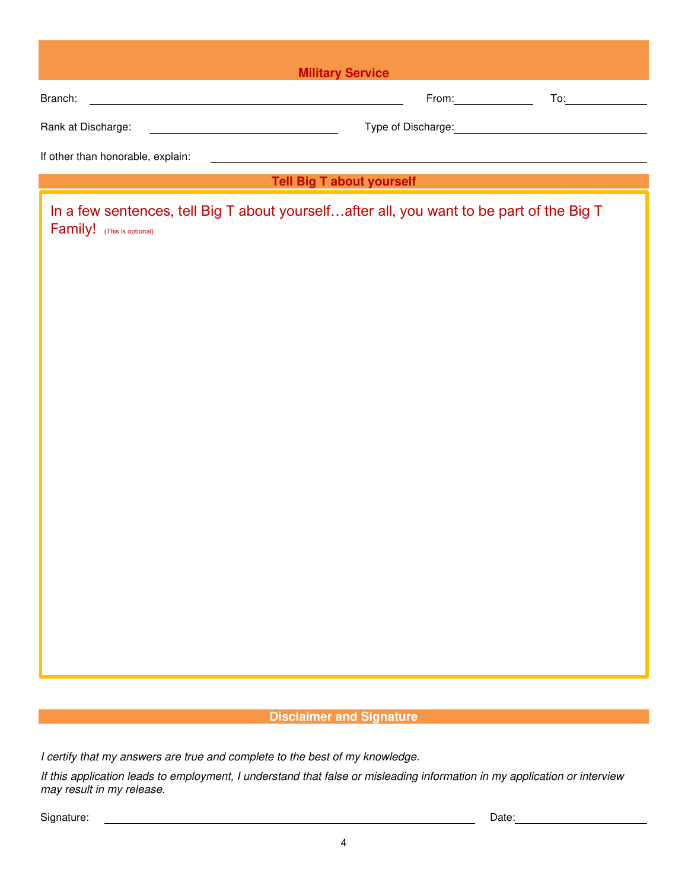## Military Service

Branch: ______________________________ From: __________ To: __________

Rank at Discharge: ____________________ Type of Discharge: ____________________

If other than honorable, explain: ________________________________________

## Tell Big T about yourself

In a few sentences, tell Big T about yourself…after all, you want to be part of the Big T Family! (This is optional)

## Disclaimer and Signature

*I certify that my answers are true and complete to the best of my knowledge.*

*If this application leads to employment, I understand that false or misleading information in my application or interview may result in my release.*

Signature: ________________________________________ Date: ______________